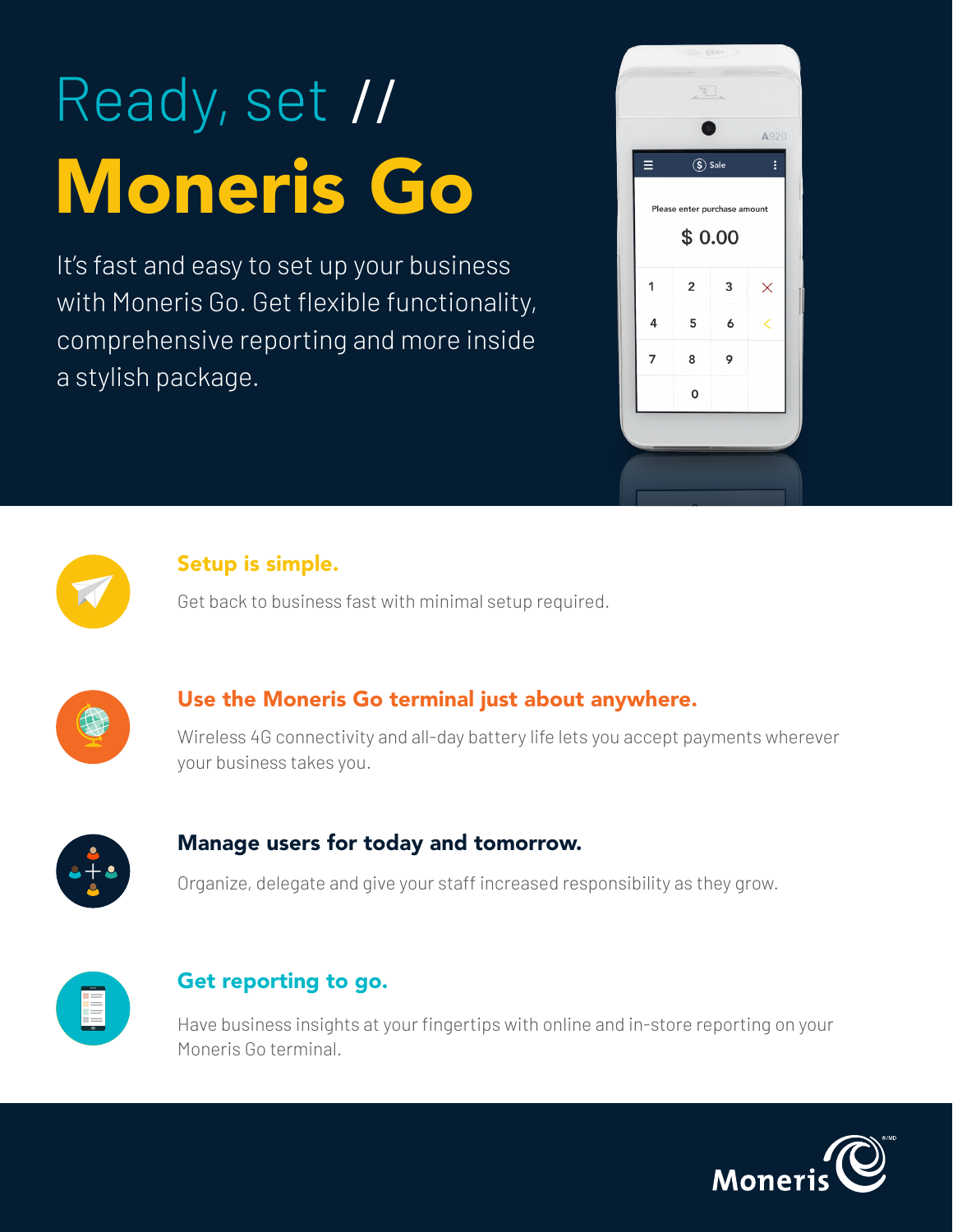# Ready, set // Moneris Go

It's fast and easy to set up your business with Moneris Go. Get flexible functionality, comprehensive reporting and more inside a stylish package.

## Setup is simple.

Get back to business fast with minimal setup required.

## Use the Moneris Go terminal just about anywhere.

Wireless 4G connectivity and all-day battery life lets you accept payments wherever your business takes you.

## Manage users for today and tomorrow.

Organize, delegate and give your staff increased responsibility as they grow.

## Get reporting to go.

Have business insights at your fingertips with online and in-store reporting on your Moneris Go terminal.

Moneris®/MD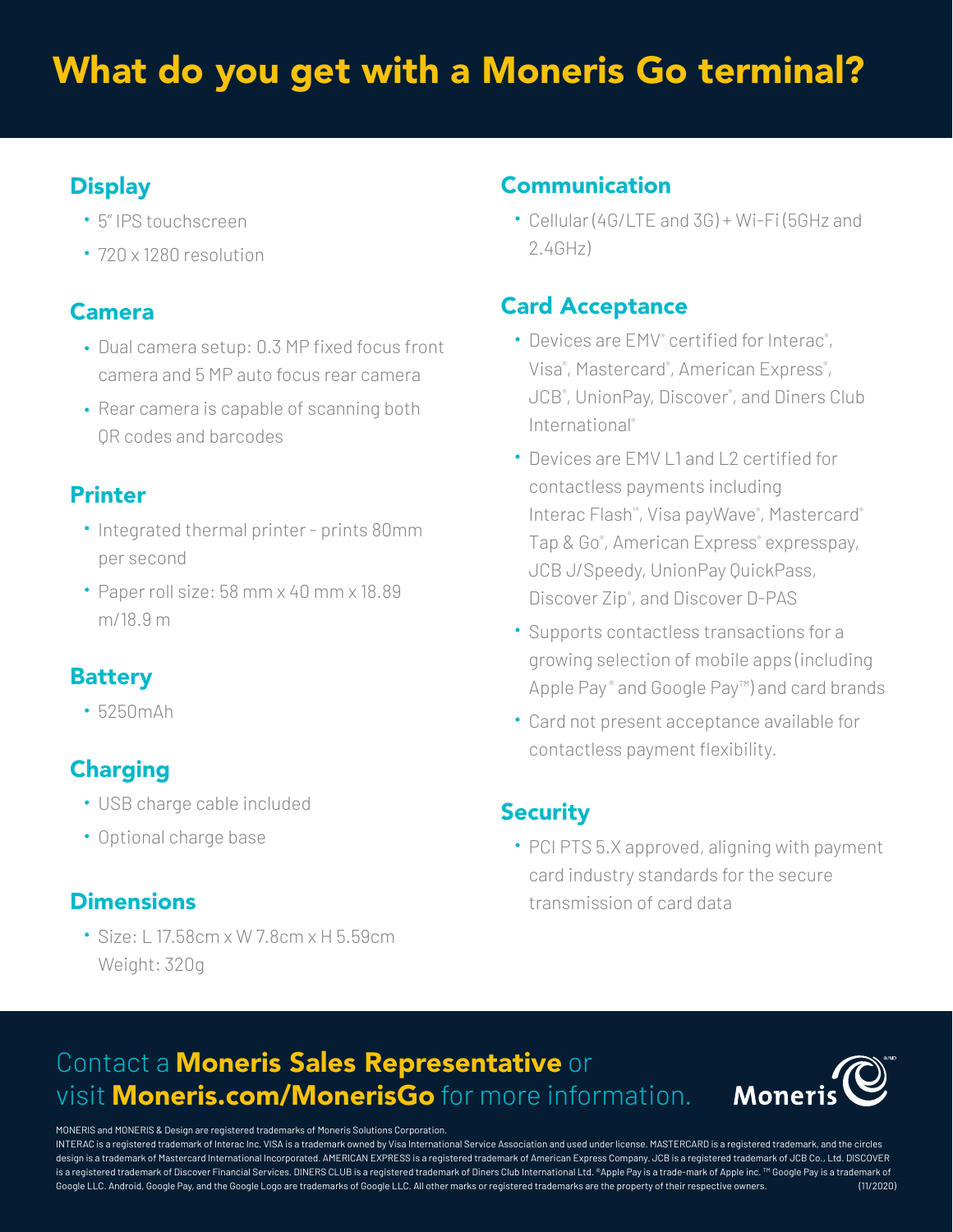# What do you get with a Moneris Go terminal?

## Display

- 5″ IPS touchscreen
- 720 x 1280 resolution

## Camera

- Dual camera setup: 0.3 MP fixed focus front camera and 5 MP auto focus rear camera
- Rear camera is capable of scanning both QR codes and barcodes

## Printer

- Integrated thermal printer – prints 80mm per second
- Paper roll size: 58 mm x 40 mm x 18.89 m/18.9 m

## Battery

- 5250mAh

## Charging

- USB charge cable included
- Optional charge base

## Dimensions

- Size: L 17.58cm x W 7.8cm x H 5.59cm
  Weight: 320g

## Communication

- Cellular (4G/LTE and 3G) + Wi-Fi (5GHz and 2.4GHz)

## Card Acceptance

- Devices are EMV® certified for Interac®, Visa®, Mastercard®, American Express®, JCB®, UnionPay, Discover®, and Diners Club International®
- Devices are EMV L1 and L2 certified for contactless payments including Interac Flash™, Visa payWave®, Mastercard® Tap & Go®, American Express® expresspay, JCB J/Speedy, UnionPay QuickPass, Discover Zip®, and Discover D-PAS
- Supports contactless transactions for a growing selection of mobile apps (including Apple Pay® and Google Pay™) and card brands
- Card not present acceptance available for contactless payment flexibility.

## Security

- PCI PTS 5.X approved, aligning with payment card industry standards for the secure transmission of card data

Contact a **Moneris Sales Representative** or visit **Moneris.com/MonerisGo** for more information.

Moneris®/MD

MONERIS and MONERIS & Design are registered trademarks of Moneris Solutions Corporation.
INTERAC is a registered trademark of Interac Inc. VISA is a trademark owned by Visa International Service Association and used under license. MASTERCARD is a registered trademark, and the circles design is a trademark of Mastercard International Incorporated. AMERICAN EXPRESS is a registered trademark of American Express Company. JCB is a registered trademark of JCB Co., Ltd. DISCOVER is a registered trademark of Discover Financial Services. DINERS CLUB is a registered trademark of Diners Club International Ltd. ®Apple Pay is a trade-mark of Apple inc. ™ Google Pay is a trademark of Google LLC. Android, Google Pay, and the Google Logo are trademarks of Google LLC. All other marks or registered trademarks are the property of their respective owners. (11/2020)